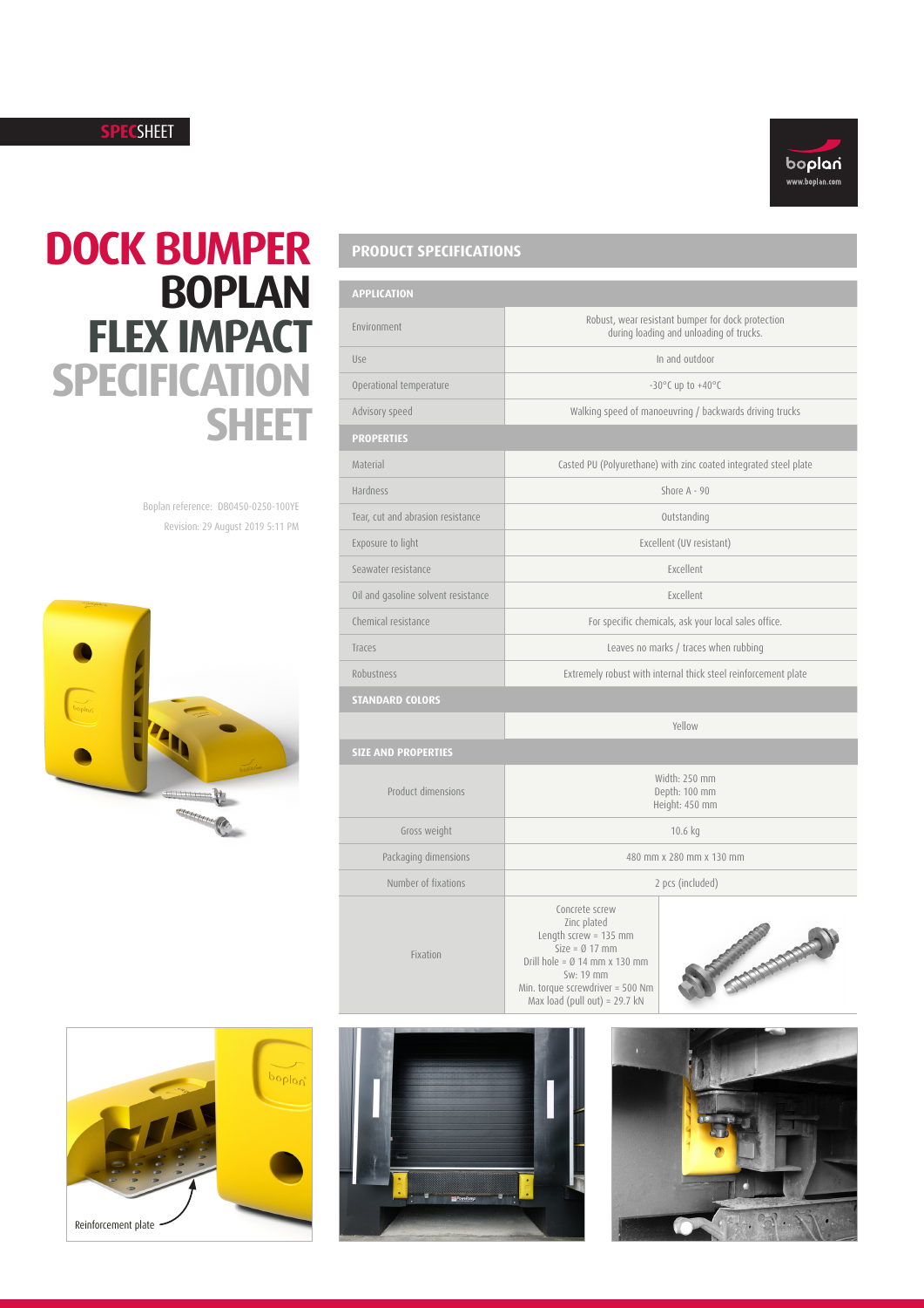SPECSHEET

# DOCK BUMPER BOPLAN FLEX IMPACT SPECIFICATION SHEET

Boplan reference: DB0450-0250-100YE
Revision: 29 August 2019 5:11 PM

## PRODUCT SPECIFICATIONS

| APPLICATION | |
|---|---|
| Environment | Robust, wear resistant bumper for dock protection during loading and unloading of trucks. |
| Use | In and outdoor |
| Operational temperature | -30°C up to +40°C |
| Advisory speed | Walking speed of manoeuvring / backwards driving trucks |
| **PROPERTIES** | |
| Material | Casted PU (Polyurethane) with zinc coated integrated steel plate |
| Hardness | Shore A - 90 |
| Tear, cut and abrasion resistance | Outstanding |
| Exposure to light | Excellent (UV resistant) |
| Seawater resistance | Excellent |
| Oil and gasoline solvent resistance | Excellent |
| Chemical resistance | For specific chemicals, ask your local sales office. |
| Traces | Leaves no marks / traces when rubbing |
| Robustness | Extremely robust with internal thick steel reinforcement plate |
| **STANDARD COLORS** | |
| | Yellow |
| **SIZE AND PROPERTIES** | |
| Product dimensions | Width: 250 mm<br>Depth: 100 mm<br>Height: 450 mm |
| Gross weight | 10.6 kg |
| Packaging dimensions | 480 mm x 280 mm x 130 mm |
| Number of fixations | 2 pcs (included) |
| Fixation | Concrete screw<br>Zinc plated<br>Length screw = 135 mm<br>Size = Ø 17 mm<br>Drill hole = Ø 14 mm x 130 mm<br>Sw: 19 mm<br>Min. torque screwdriver = 500 Nm<br>Max load (pull out) = 29.7 kN |

Reinforcement plate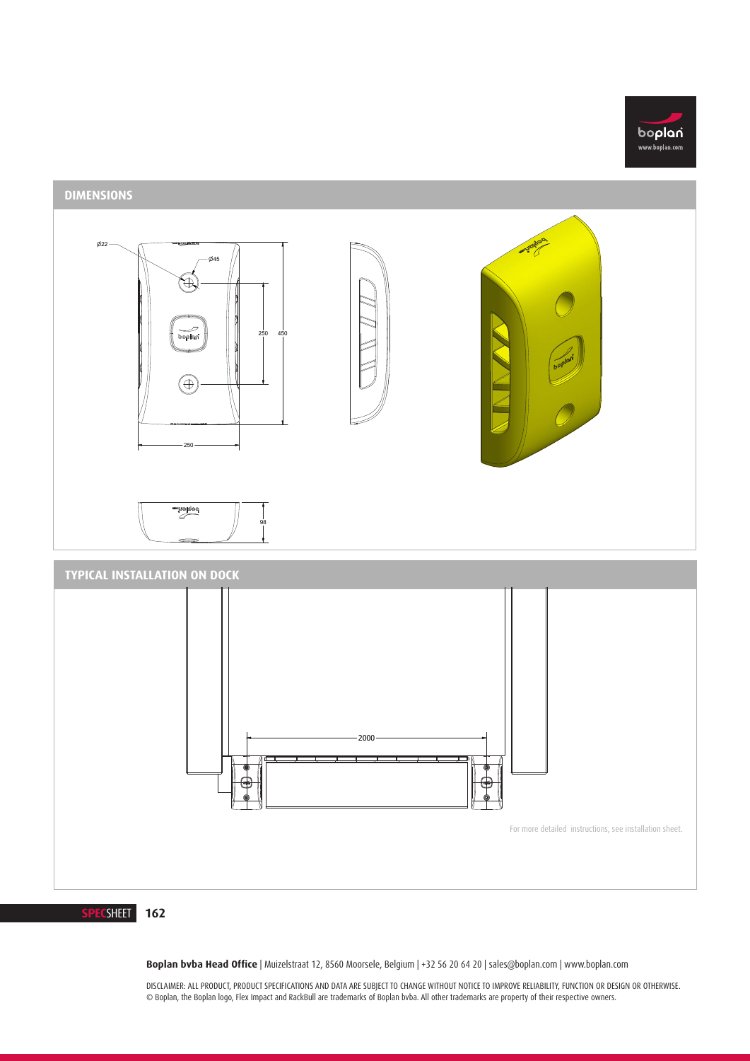## DIMENSIONS

Ø22

Ø45

250

450

250

98

## TYPICAL INSTALLATION ON DOCK

2000

For more detailed instructions, see installation sheet.

**SPEC**SHEET **162**

**Boplan bvba Head Office** | Muizelstraat 12, 8560 Moorsele, Belgium | +32 56 20 64 20 | sales@boplan.com | www.boplan.com

DISCLAIMER: ALL PRODUCT, PRODUCT SPECIFICATIONS AND DATA ARE SUBJECT TO CHANGE WITHOUT NOTICE TO IMPROVE RELIABILITY, FUNCTION OR DESIGN OR OTHERWISE.
© Boplan, the Boplan logo, Flex Impact and RackBull are trademarks of Boplan bvba. All other trademarks are property of their respective owners.